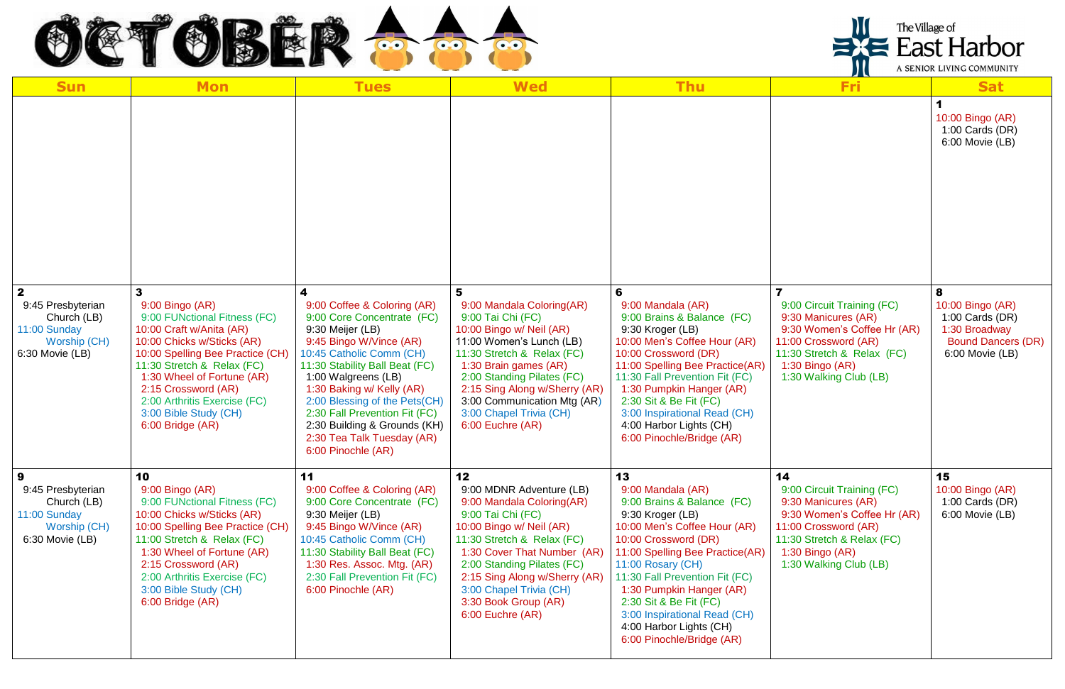# OCTOBER

The Village of East Harbor
A SENIOR LIVING COMMUNITY

| Sun | Mon | Tues | Wed | Thu | Fri | Sat |
| --- | --- | --- | --- | --- | --- | --- |
| | | | | | | **1**<br>10:00 Bingo (AR)<br>1:00 Cards (DR)<br>6:00 Movie (LB) |
| **2**<br>9:45 Presbyterian Church (LB)<br>11:00 Sunday Worship (CH)<br>6:30 Movie (LB) | **3**<br>9:00 Bingo (AR)<br>9:00 FUNctional Fitness (FC)<br>10:00 Craft w/Anita (AR)<br>10:00 Chicks w/Sticks (AR)<br>10:00 Spelling Bee Practice (CH)<br>11:30 Stretch & Relax (FC)<br>1:30 Wheel of Fortune (AR)<br>2:15 Crossword (AR)<br>2:00 Arthritis Exercise (FC)<br>3:00 Bible Study (CH)<br>6:00 Bridge (AR) | **4**<br>9:00 Coffee & Coloring (AR)<br>9:00 Core Concentrate (FC)<br>9:30 Meijer (LB)<br>9:45 Bingo W/Vince (AR)<br>10:45 Catholic Comm (CH)<br>11:30 Stability Ball Beat (FC)<br>1:00 Walgreens (LB)<br>1:30 Baking w/ Kelly (AR)<br>2:00 Blessing of the Pets(CH)<br>2:30 Fall Prevention Fit (FC)<br>2:30 Building & Grounds (KH)<br>2:30 Tea Talk Tuesday (AR)<br>6:00 Pinochle (AR) | **5**<br>9:00 Mandala Coloring(AR)<br>9:00 Tai Chi (FC)<br>10:00 Bingo w/ Neil (AR)<br>11:00 Women's Lunch (LB)<br>11:30 Stretch & Relax (FC)<br>1:30 Brain games (AR)<br>2:00 Standing Pilates (FC)<br>2:15 Sing Along w/Sherry (AR)<br>3:00 Communication Mtg (AR)<br>3:00 Chapel Trivia (CH)<br>6:00 Euchre (AR) | **6**<br>9:00 Mandala (AR)<br>9:00 Brains & Balance (FC)<br>9:30 Kroger (LB)<br>10:00 Men's Coffee Hour (AR)<br>10:00 Crossword (DR)<br>11:00 Spelling Bee Practice(AR)<br>11:30 Fall Prevention Fit (FC)<br>1:30 Pumpkin Hanger (AR)<br>2:30 Sit & Be Fit (FC)<br>3:00 Inspirational Read (CH)<br>4:00 Harbor Lights (CH)<br>6:00 Pinochle/Bridge (AR) | **7**<br>9:00 Circuit Training (FC)<br>9:30 Manicures (AR)<br>9:30 Women's Coffee Hr (AR)<br>11:00 Crossword (AR)<br>11:30 Stretch & Relax (FC)<br>1:30 Bingo (AR)<br>1:30 Walking Club (LB) | **8**<br>10:00 Bingo (AR)<br>1:00 Cards (DR)<br>1:30 Broadway Bound Dancers (DR)<br>6:00 Movie (LB) |
| **9**<br>9:45 Presbyterian Church (LB)<br>11:00 Sunday Worship (CH)<br>6:30 Movie (LB) | **10**<br>9:00 Bingo (AR)<br>9:00 FUNctional Fitness (FC)<br>10:00 Chicks w/Sticks (AR)<br>10:00 Spelling Bee Practice (CH)<br>11:00 Stretch & Relax (FC)<br>1:30 Wheel of Fortune (AR)<br>2:15 Crossword (AR)<br>2:00 Arthritis Exercise (FC)<br>3:00 Bible Study (CH)<br>6:00 Bridge (AR) | **11**<br>9:00 Coffee & Coloring (AR)<br>9:00 Core Concentrate (FC)<br>9:30 Meijer (LB)<br>9:45 Bingo W/Vince (AR)<br>10:45 Catholic Comm (CH)<br>11:30 Stability Ball Beat (FC)<br>1:30 Res. Assoc. Mtg. (AR)<br>2:30 Fall Prevention Fit (FC)<br>6:00 Pinochle (AR) | **12**<br>9:00 MDNR Adventure (LB)<br>9:00 Mandala Coloring(AR)<br>9:00 Tai Chi (FC)<br>10:00 Bingo w/ Neil (AR)<br>11:30 Stretch & Relax (FC)<br>1:30 Cover That Number (AR)<br>2:00 Standing Pilates (FC)<br>2:15 Sing Along w/Sherry (AR)<br>3:00 Chapel Trivia (CH)<br>3:30 Book Group (AR)<br>6:00 Euchre (AR) | **13**<br>9:00 Mandala (AR)<br>9:00 Brains & Balance (FC)<br>9:30 Kroger (LB)<br>10:00 Men's Coffee Hour (AR)<br>10:00 Crossword (DR)<br>11:00 Spelling Bee Practice(AR)<br>11:00 Rosary (CH)<br>11:30 Fall Prevention Fit (FC)<br>1:30 Pumpkin Hanger (AR)<br>2:30 Sit & Be Fit (FC)<br>3:00 Inspirational Read (CH)<br>4:00 Harbor Lights (CH)<br>6:00 Pinochle/Bridge (AR) | **14**<br>9:00 Circuit Training (FC)<br>9:30 Manicures (AR)<br>9:30 Women's Coffee Hr (AR)<br>11:00 Crossword (AR)<br>11:30 Stretch & Relax (FC)<br>1:30 Bingo (AR)<br>1:30 Walking Club (LB) | **15**<br>10:00 Bingo (AR)<br>1:00 Cards (DR)<br>6:00 Movie (LB) |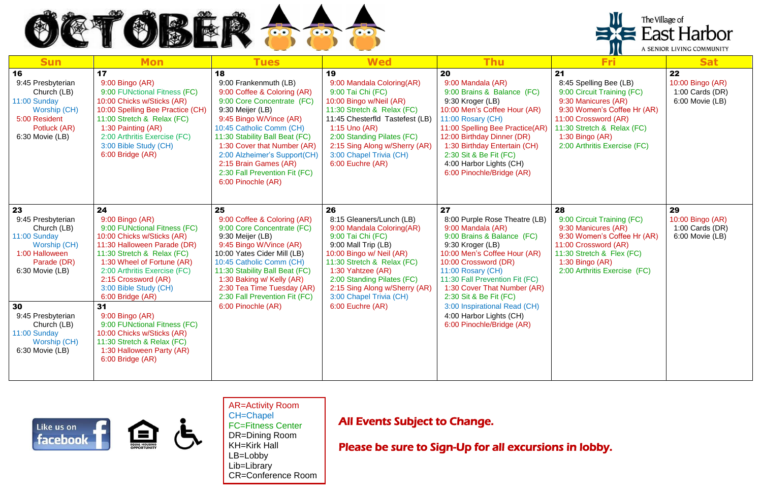# OCTOBER

The Village of East Harbor
A SENIOR LIVING COMMUNITY

| Sun | Mon | Tues | Wed | Thu | Fri | Sat |
|---|---|---|---|---|---|---|
| **16**<br>9:45 Presbyterian Church (LB)<br>11:00 Sunday Worship (CH)<br>5:00 Resident Potluck (AR)<br>6:30 Movie (LB) | **17**<br>9:00 Bingo (AR)<br>9:00 FUNctional Fitness (FC)<br>10:00 Chicks w/Sticks (AR)<br>10:00 Spelling Bee Practice (CH)<br>11:00 Stretch & Relax (FC)<br>1:30 Painting (AR)<br>2:00 Arthritis Exercise (FC)<br>3:00 Bible Study (CH)<br>6:00 Bridge (AR) | **18**<br>9:00 Frankenmuth (LB)<br>9:00 Coffee & Coloring (AR)<br>9:00 Core Concentrate (FC)<br>9:30 Meijer (LB)<br>9:45 Bingo W/Vince (AR)<br>10:45 Catholic Comm (CH)<br>11:30 Stability Ball Beat (FC)<br>1:30 Cover that Number (AR)<br>2:00 Alzheimer's Support(CH)<br>2:15 Brain Games (AR)<br>2:30 Fall Prevention Fit (FC)<br>6:00 Pinochle (AR) | **19**<br>9:00 Mandala Coloring(AR)<br>9:00 Tai Chi (FC)<br>10:00 Bingo w/Neil (AR)<br>11:30 Stretch & Relax (FC)<br>11:45 Chesterfld Tastefest (LB)<br>1:15 Uno (AR)<br>2:00 Standing Pilates (FC)<br>2:15 Sing Along w/Sherry (AR)<br>3:00 Chapel Trivia (CH)<br>6:00 Euchre (AR) | **20**<br>9:00 Mandala (AR)<br>9:00 Brains & Balance (FC)<br>9:30 Kroger (LB)<br>10:00 Men's Coffee Hour (AR)<br>11:00 Rosary (CH)<br>11:00 Spelling Bee Practice(AR)<br>12:00 Birthday Dinner (DR)<br>1:30 Birthday Entertain (CH)<br>2:30 Sit & Be Fit (FC)<br>4:00 Harbor Lights (CH)<br>6:00 Pinochle/Bridge (AR) | **21**<br>8:45 Spelling Bee (LB)<br>9:00 Circuit Training (FC)<br>9:30 Manicures (AR)<br>9:30 Women's Coffee Hr (AR)<br>11:00 Crossword (AR)<br>11:30 Stretch & Relax (FC)<br>1:30 Bingo (AR)<br>2:00 Arthritis Exercise (FC) | **22**<br>10:00 Bingo (AR)<br>1:00 Cards (DR)<br>6:00 Movie (LB) |
| **23**<br>9:45 Presbyterian Church (LB)<br>11:00 Sunday Worship (CH)<br>1:00 Halloween Parade (DR)<br>6:30 Movie (LB) | **24**<br>9:00 Bingo (AR)<br>9:00 FUNctional Fitness (FC)<br>10:00 Chicks w/Sticks (AR)<br>11:30 Halloween Parade (DR)<br>11:30 Stretch & Relax (FC)<br>1:30 Wheel of Fortune (AR)<br>2:00 Arthritis Exercise (FC)<br>2:15 Crossword (AR)<br>3:00 Bible Study (CH)<br>6:00 Bridge (AR) | **25**<br>9:00 Coffee & Coloring (AR)<br>9:00 Core Concentrate (FC)<br>9:30 Meijer (LB)<br>9:45 Bingo W/Vince (AR)<br>10:00 Yates Cider Mill (LB)<br>10:45 Catholic Comm (CH)<br>11:30 Stability Ball Beat (FC)<br>1:30 Baking w/ Kelly (AR)<br>2:30 Tea Time Tuesday (AR)<br>2:30 Fall Prevention Fit (FC)<br>6:00 Pinochle (AR) | **26**<br>8:15 Gleaners/Lunch (LB)<br>9:00 Mandala Coloring(AR)<br>9:00 Tai Chi (FC)<br>9:00 Mall Trip (LB)<br>10:00 Bingo w/ Neil (AR)<br>11:30 Stretch & Relax (FC)<br>1:30 Yahtzee (AR)<br>2:00 Standing Pilates (FC)<br>2:15 Sing Along w/Sherry (AR)<br>3:00 Chapel Trivia (CH)<br>6:00 Euchre (AR) | **27**<br>8:00 Purple Rose Theatre (LB)<br>9:00 Mandala (AR)<br>9:00 Brains & Balance (FC)<br>9:30 Kroger (LB)<br>10:00 Men's Coffee Hour (AR)<br>10:00 Crossword (DR)<br>11:00 Rosary (CH)<br>11:30 Fall Prevention Fit (FC)<br>1:30 Cover That Number (AR)<br>2:30 Sit & Be Fit (FC)<br>3:00 Inspirational Read (CH)<br>4:00 Harbor Lights (CH)<br>6:00 Pinochle/Bridge (AR) | **28**<br>9:00 Circuit Training (FC)<br>9:30 Manicures (AR)<br>9:30 Women's Coffee Hr (AR)<br>11:00 Crossword (AR)<br>11:30 Stretch & Flex (FC)<br>1:30 Bingo (AR)<br>2:00 Arthritis Exercise (FC) | **29**<br>10:00 Bingo (AR)<br>1:00 Cards (DR)<br>6:00 Movie (LB) |
| **30**<br>9:45 Presbyterian Church (LB)<br>11:00 Sunday Worship (CH)<br>6:30 Movie (LB) | **31**<br>9:00 Bingo (AR)<br>9:00 FUNctional Fitness (FC)<br>10:00 Chicks w/Sticks (AR)<br>11:30 Stretch & Relax (FC)<br>1:30 Halloween Party (AR)<br>6:00 Bridge (AR) | | | | | |

Like us on facebook

EQUAL HOUSING OPPORTUNITY

AR=Activity Room
CH=Chapel
FC=Fitness Center
DR=Dining Room
KH=Kirk Hall
LB=Lobby
Lib=Library
CR=Conference Room

**All Events Subject to Change.**

**Please be sure to Sign-Up for all excursions in lobby.**